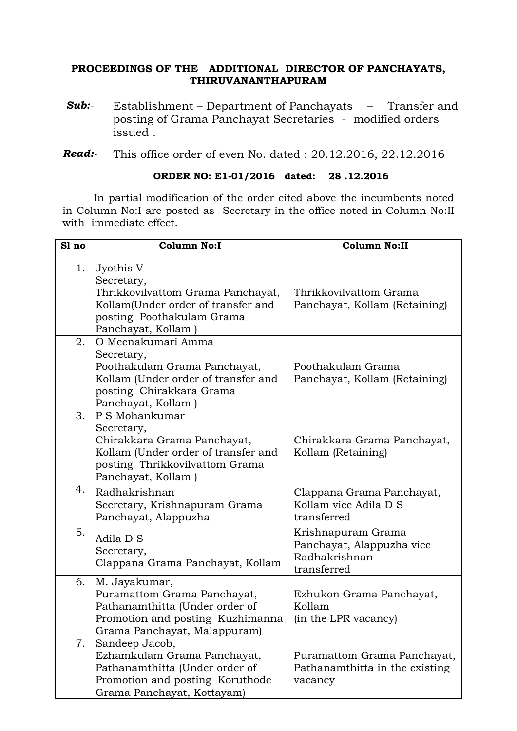**PROCEEDINGS OF THE ADDITIONAL DIRECTOR OF PANCHAYATS, THIRUVANANTHAPURAM**

***Sub:-*** Establishment – Department of Panchayats – Transfer and posting of Grama Panchayat Secretaries - modified orders issued .

***Read:-*** This office order of even No. dated : 20.12.2016, 22.12.2016

**ORDER NO: E1-01/2016 dated: 28 .12.2016**

In partial modification of the order cited above the incumbents noted in Column No:I are posted as Secretary in the office noted in Column No:II with immediate effect.

| Sl no | Column No:I | Column No:II |
|---|---|---|
| 1. | Jyothis V<br>Secretary,<br>Thrikkovilvattom Grama Panchayat, Kollam(Under order of transfer and posting Poothakulam Grama Panchayat, Kollam ) | Thrikkovilvattom Grama Panchayat, Kollam (Retaining) |
| 2. | O Meenakumari Amma<br>Secretary,<br>Poothakulam Grama Panchayat, Kollam (Under order of transfer and posting Chirakkara Grama Panchayat, Kollam ) | Poothakulam Grama Panchayat, Kollam (Retaining) |
| 3. | P S Mohankumar<br>Secretary,<br>Chirakkara Grama Panchayat, Kollam (Under order of transfer and posting Thrikkovilvattom Grama Panchayat, Kollam ) | Chirakkara Grama Panchayat, Kollam (Retaining) |
| 4. | Radhakrishnan<br>Secretary, Krishnapuram Grama Panchayat, Alappuzha | Clappana Grama Panchayat, Kollam vice Adila D S transferred |
| 5. | Adila D S<br>Secretary,<br>Clappana Grama Panchayat, Kollam | Krishnapuram Grama Panchayat, Alappuzha vice Radhakrishnan transferred |
| 6. | M. Jayakumar,<br>Puramattom Grama Panchayat, Pathanamthitta (Under order of Promotion and posting Kuzhimanna Grama Panchayat, Malappuram) | Ezhukon Grama Panchayat, Kollam<br>(in the LPR vacancy) |
| 7. | Sandeep Jacob,<br>Ezhamkulam Grama Panchayat, Pathanamthitta (Under order of Promotion and posting Koruthode Grama Panchayat, Kottayam) | Puramattom Grama Panchayat, Pathanamthitta in the existing vacancy |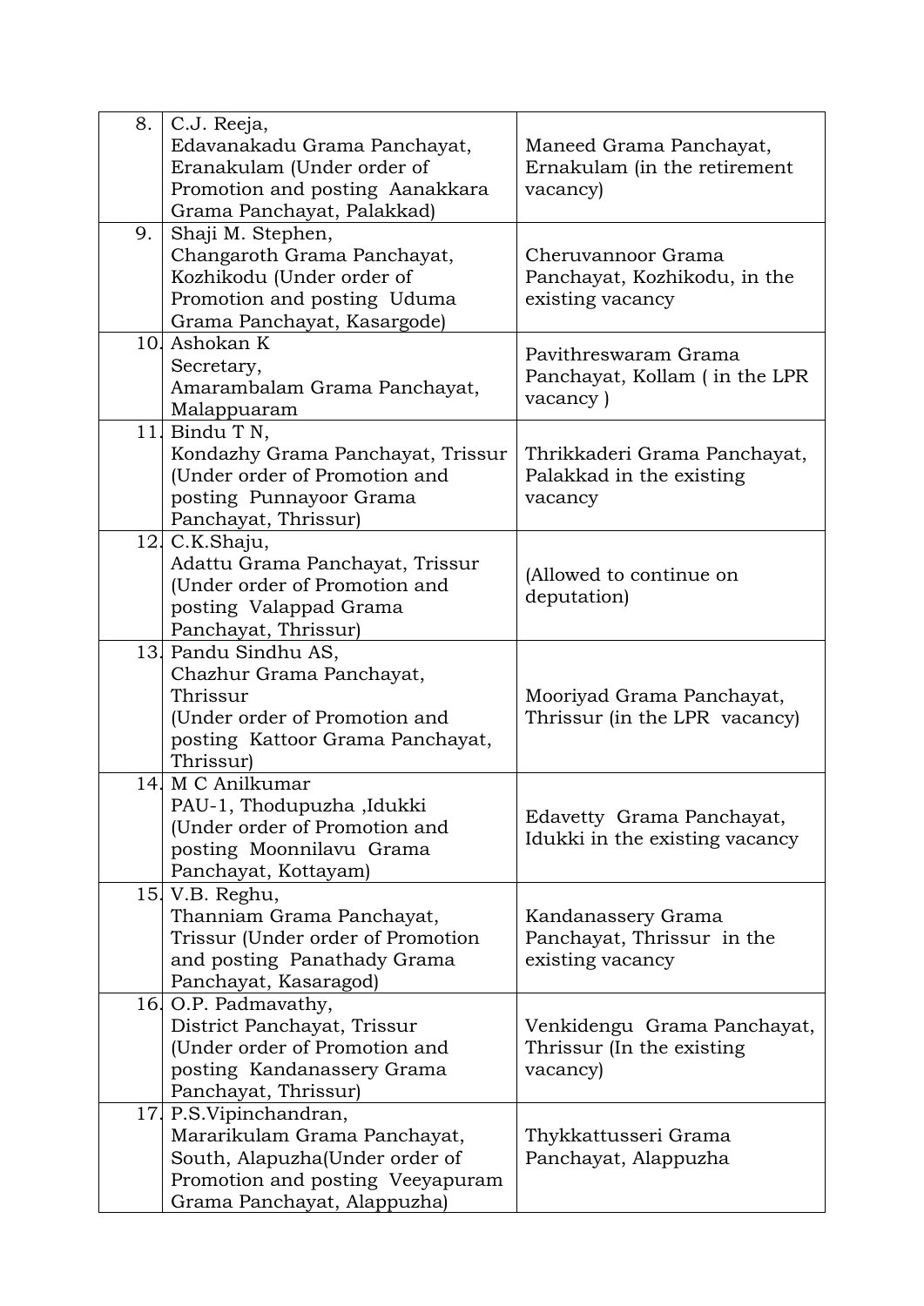| | | |
|---|---|---|
| 8. | C.J. Reeja, Edavanakadu Grama Panchayat, Eranakulam (Under order of Promotion and posting Aanakkara Grama Panchayat, Palakkad) | Maneed Grama Panchayat, Ernakulam (in the retirement vacancy) |
| 9. | Shaji M. Stephen, Changaroth Grama Panchayat, Kozhikodu (Under order of Promotion and posting Uduma Grama Panchayat, Kasargode) | Cheruvannoor Grama Panchayat, Kozhikodu, in the existing vacancy |
| 10. | Ashokan K Secretary, Amarambalam Grama Panchayat, Malappuaram | Pavithreswaram Grama Panchayat, Kollam ( in the LPR vacancy ) |
| 11. | Bindu T N, Kondazhy Grama Panchayat, Trissur (Under order of Promotion and posting Punnayoor Grama Panchayat, Thrissur) | Thrikkaderi Grama Panchayat, Palakkad in the existing vacancy |
| 12. | C.K.Shaju, Adattu Grama Panchayat, Trissur (Under order of Promotion and posting Valappad Grama Panchayat, Thrissur) | (Allowed to continue on deputation) |
| 13. | Pandu Sindhu AS, Chazhur Grama Panchayat, Thrissur (Under order of Promotion and posting Kattoor Grama Panchayat, Thrissur) | Mooriyad Grama Panchayat, Thrissur (in the LPR vacancy) |
| 14. | M C Anilkumar PAU-1, Thodupuzha ,Idukki (Under order of Promotion and posting Moonnilavu Grama Panchayat, Kottayam) | Edavetty Grama Panchayat, Idukki in the existing vacancy |
| 15. | V.B. Reghu, Thanniam Grama Panchayat, Trissur (Under order of Promotion and posting Panathady Grama Panchayat, Kasaragod) | Kandanassery Grama Panchayat, Thrissur in the existing vacancy |
| 16. | O.P. Padmavathy, District Panchayat, Trissur (Under order of Promotion and posting Kandanassery Grama Panchayat, Thrissur) | Venkidengu Grama Panchayat, Thrissur (In the existing vacancy) |
| 17. | P.S.Vipinchandran, Mararikulam Grama Panchayat, South, Alapuzha(Under order of Promotion and posting Veeyapuram Grama Panchayat, Alappuzha) | Thykkattusseri Grama Panchayat, Alappuzha |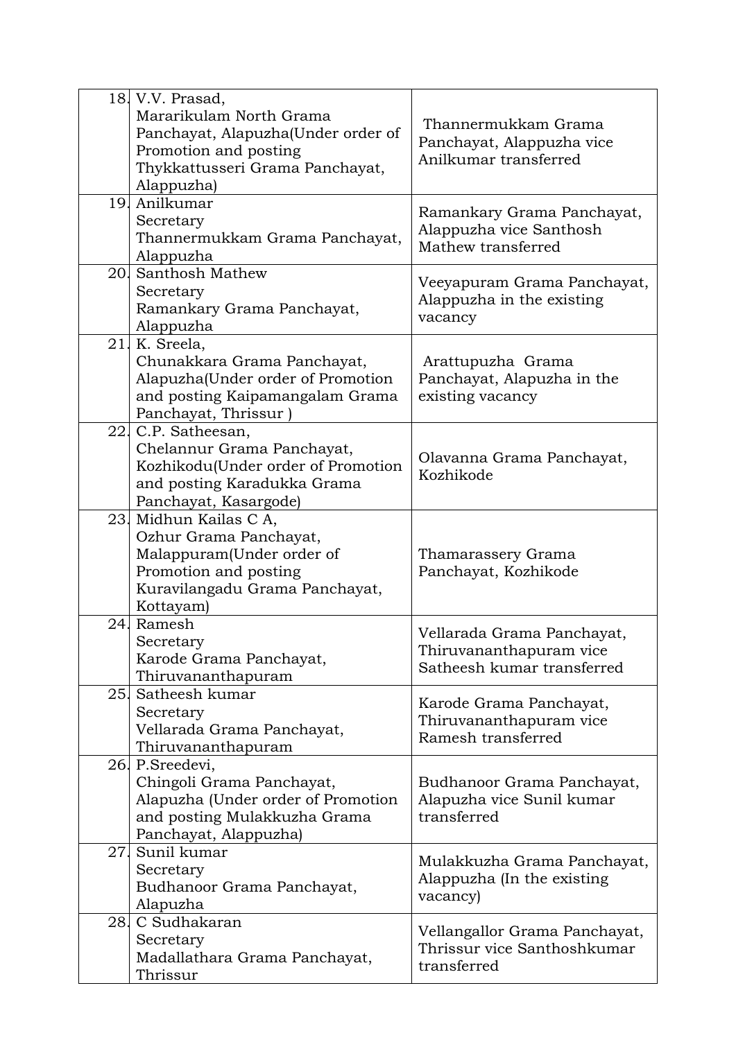| | | |
|---|---|---|
| 18. | V.V. Prasad, Mararikulam North Grama Panchayat, Alapuzha(Under order of Promotion and posting Thykkattusseri Grama Panchayat, Alappuzha) | Thannermukkam Grama Panchayat, Alappuzha vice Anilkumar transferred |
| 19. | Anilkumar Secretary Thannermukkam Grama Panchayat, Alappuzha | Ramankary Grama Panchayat, Alappuzha vice Santhosh Mathew transferred |
| 20. | Santhosh Mathew Secretary Ramankary Grama Panchayat, Alappuzha | Veeyapuram Grama Panchayat, Alappuzha in the existing vacancy |
| 21. | K. Sreela, Chunakkara Grama Panchayat, Alapuzha(Under order of Promotion and posting Kaipamangalam Grama Panchayat, Thrissur ) | Arattupuzha Grama Panchayat, Alapuzha in the existing vacancy |
| 22. | C.P. Satheesan, Chelannur Grama Panchayat, Kozhikodu(Under order of Promotion and posting Karadukka Grama Panchayat, Kasargode) | Olavanna Grama Panchayat, Kozhikode |
| 23. | Midhun Kailas C A, Ozhur Grama Panchayat, Malappuram(Under order of Promotion and posting Kuravilangadu Grama Panchayat, Kottayam) | Thamarassery Grama Panchayat, Kozhikode |
| 24. | Ramesh Secretary Karode Grama Panchayat, Thiruvananthapuram | Vellarada Grama Panchayat, Thiruvananthapuram vice Satheesh kumar transferred |
| 25. | Satheesh kumar Secretary Vellarada Grama Panchayat, Thiruvananthapuram | Karode Grama Panchayat, Thiruvananthapuram vice Ramesh transferred |
| 26. | P.Sreedevi, Chingoli Grama Panchayat, Alapuzha (Under order of Promotion and posting Mulakkuzha Grama Panchayat, Alappuzha) | Budhanoor Grama Panchayat, Alapuzha vice Sunil kumar transferred |
| 27. | Sunil kumar Secretary Budhanoor Grama Panchayat, Alapuzha | Mulakkuzha Grama Panchayat, Alappuzha (In the existing vacancy) |
| 28. | C Sudhakaran Secretary Madallathara Grama Panchayat, Thrissur | Vellangallor Grama Panchayat, Thrissur vice Santhoshkumar transferred |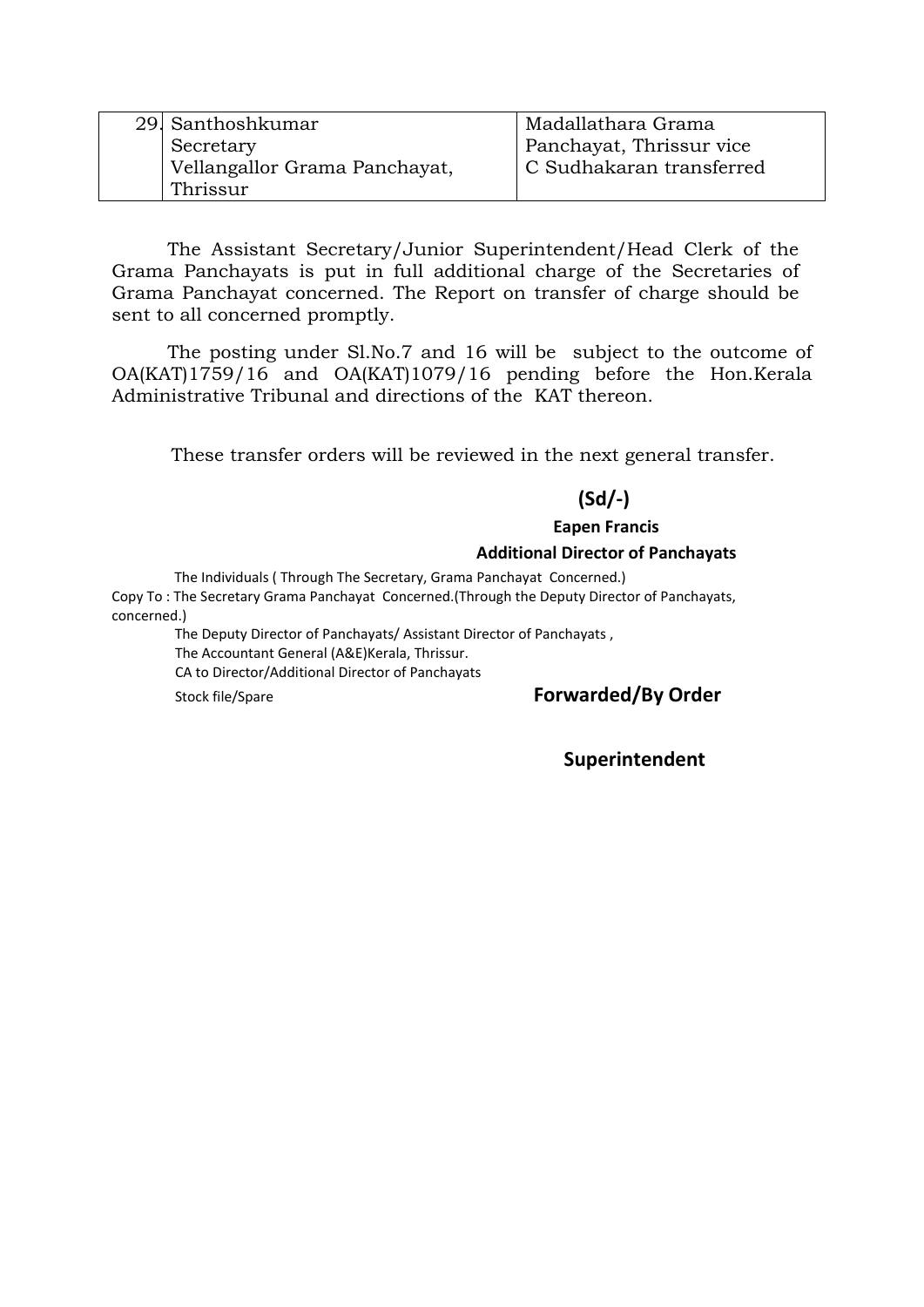| | | |
|---|---|---|
| 29. | Santhoshkumar<br>Secretary<br>Vellangallor Grama Panchayat, Thrissur | Madallathara Grama Panchayat, Thrissur vice C Sudhakaran transferred |

The Assistant Secretary/Junior Superintendent/Head Clerk of the Grama Panchayats is put in full additional charge of the Secretaries of Grama Panchayat concerned. The Report on transfer of charge should be sent to all concerned promptly.

The posting under Sl.No.7 and 16 will be subject to the outcome of OA(KAT)1759/16 and OA(KAT)1079/16 pending before the Hon.Kerala Administrative Tribunal and directions of the KAT thereon.

These transfer orders will be reviewed in the next general transfer.

**(Sd/-)**

**Eapen Francis**

**Additional Director of Panchayats**

The Individuals ( Through The Secretary, Grama Panchayat Concerned.)

Copy To : The Secretary Grama Panchayat Concerned.(Through the Deputy Director of Panchayats, concerned.)

The Deputy Director of Panchayats/ Assistant Director of Panchayats ,

The Accountant General (A&E)Kerala, Thrissur.

CA to Director/Additional Director of Panchayats

Stock file/Spare

**Forwarded/By Order**

**Superintendent**